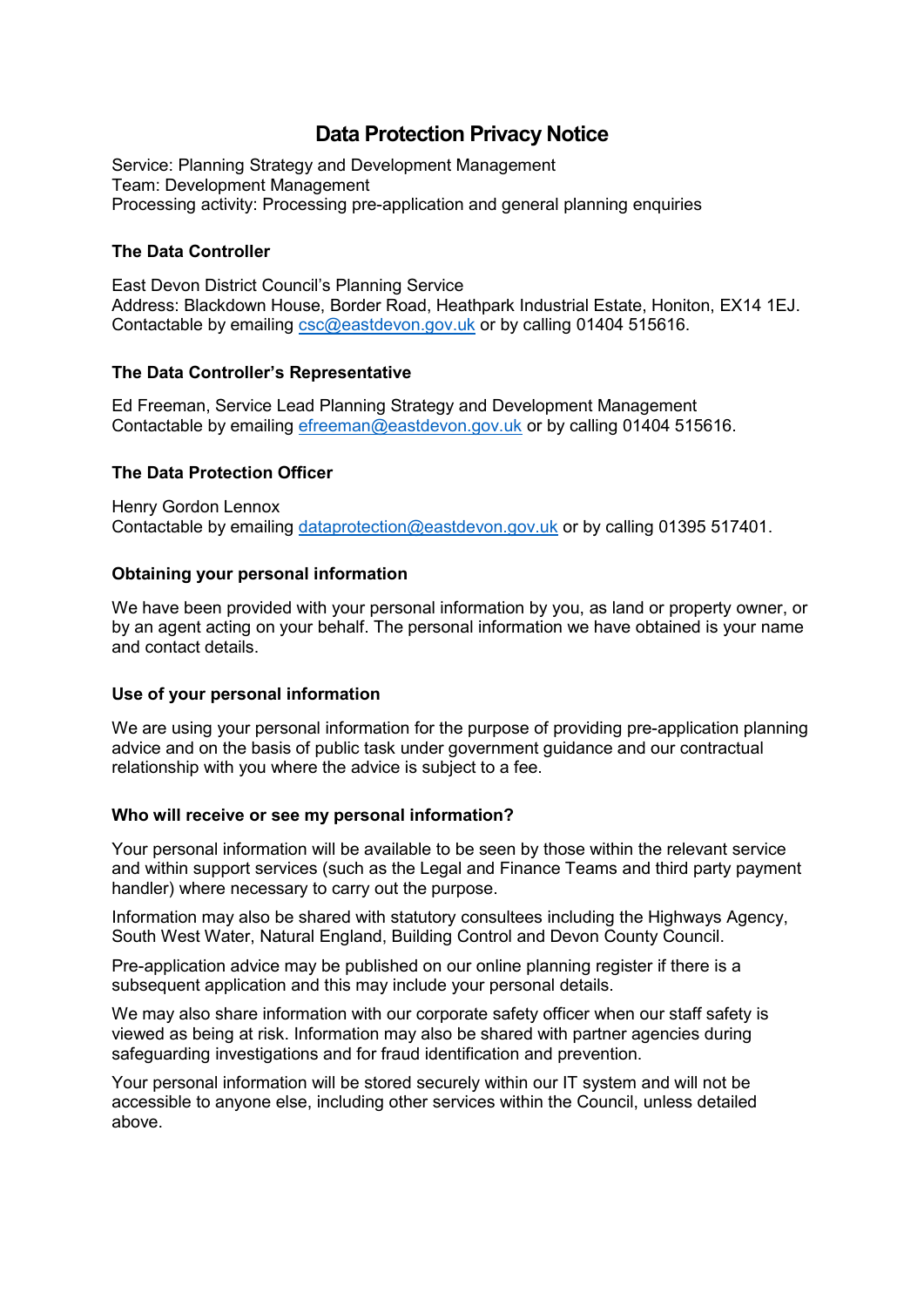# Data Protection Privacy Notice

Service: Planning Strategy and Development Management
Team: Development Management
Processing activity: Processing pre-application and general planning enquiries

### The Data Controller

East Devon District Council's Planning Service
Address: Blackdown House, Border Road, Heathpark Industrial Estate, Honiton, EX14 1EJ.
Contactable by emailing csc@eastdevon.gov.uk or by calling 01404 515616.

### The Data Controller's Representative

Ed Freeman, Service Lead Planning Strategy and Development Management
Contactable by emailing efreeman@eastdevon.gov.uk or by calling 01404 515616.

### The Data Protection Officer

Henry Gordon Lennox
Contactable by emailing dataprotection@eastdevon.gov.uk or by calling 01395 517401.

### Obtaining your personal information

We have been provided with your personal information by you, as land or property owner, or by an agent acting on your behalf. The personal information we have obtained is your name and contact details.

### Use of your personal information

We are using your personal information for the purpose of providing pre-application planning advice and on the basis of public task under government guidance and our contractual relationship with you where the advice is subject to a fee.

### Who will receive or see my personal information?

Your personal information will be available to be seen by those within the relevant service and within support services (such as the Legal and Finance Teams and third party payment handler) where necessary to carry out the purpose.

Information may also be shared with statutory consultees including the Highways Agency, South West Water, Natural England, Building Control and Devon County Council.

Pre-application advice may be published on our online planning register if there is a subsequent application and this may include your personal details.

We may also share information with our corporate safety officer when our staff safety is viewed as being at risk. Information may also be shared with partner agencies during safeguarding investigations and for fraud identification and prevention.

Your personal information will be stored securely within our IT system and will not be accessible to anyone else, including other services within the Council, unless detailed above.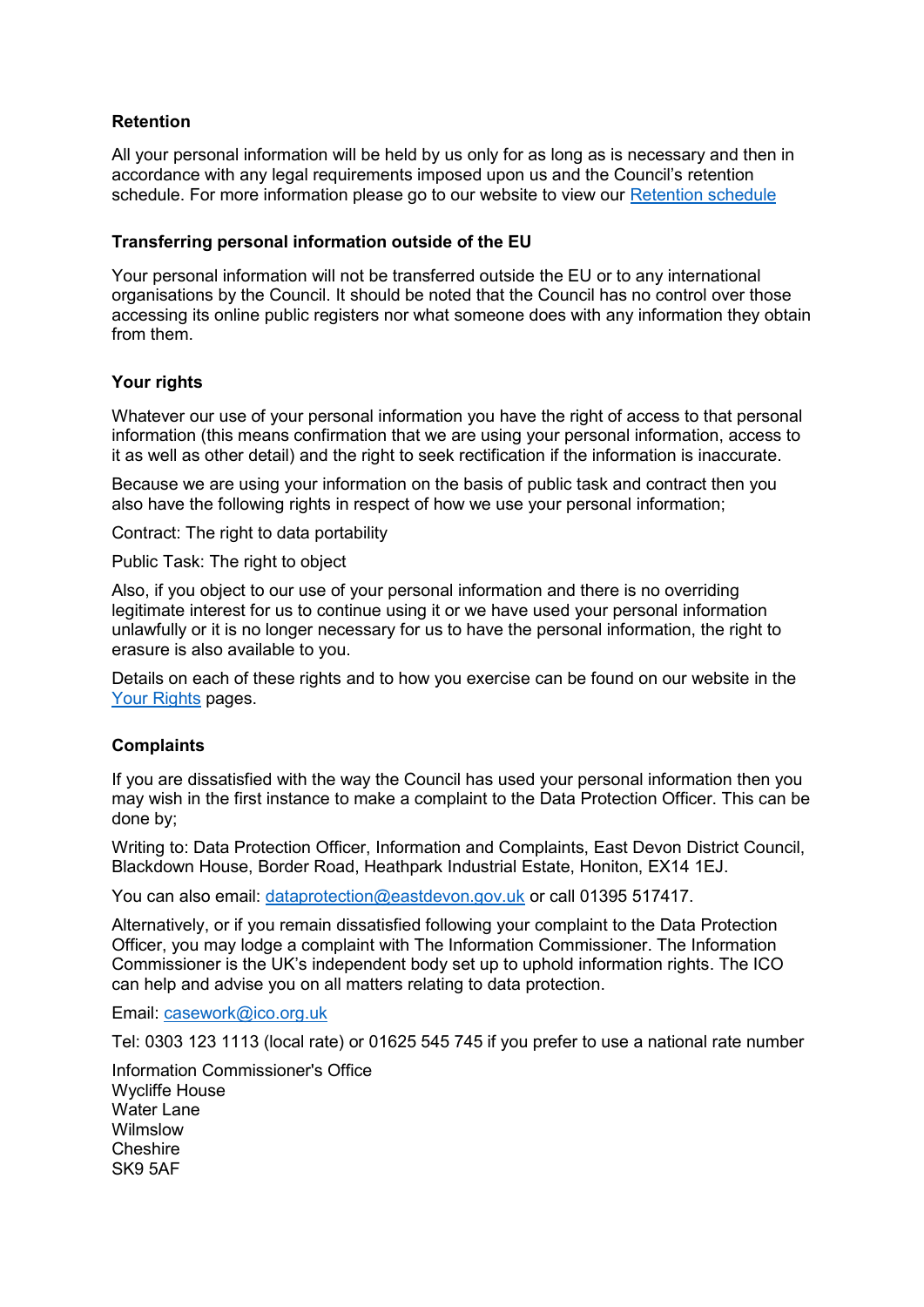**Retention**

All your personal information will be held by us only for as long as is necessary and then in accordance with any legal requirements imposed upon us and the Council's retention schedule. For more information please go to our website to view our Retention schedule

**Transferring personal information outside of the EU**

Your personal information will not be transferred outside the EU or to any international organisations by the Council. It should be noted that the Council has no control over those accessing its online public registers nor what someone does with any information they obtain from them.

**Your rights**

Whatever our use of your personal information you have the right of access to that personal information (this means confirmation that we are using your personal information, access to it as well as other detail) and the right to seek rectification if the information is inaccurate.

Because we are using your information on the basis of public task and contract then you also have the following rights in respect of how we use your personal information;

Contract: The right to data portability

Public Task: The right to object

Also, if you object to our use of your personal information and there is no overriding legitimate interest for us to continue using it or we have used your personal information unlawfully or it is no longer necessary for us to have the personal information, the right to erasure is also available to you.

Details on each of these rights and to how you exercise can be found on our website in the Your Rights pages.

**Complaints**

If you are dissatisfied with the way the Council has used your personal information then you may wish in the first instance to make a complaint to the Data Protection Officer. This can be done by;

Writing to: Data Protection Officer, Information and Complaints, East Devon District Council, Blackdown House, Border Road, Heathpark Industrial Estate, Honiton, EX14 1EJ.

You can also email: dataprotection@eastdevon.gov.uk or call 01395 517417.

Alternatively, or if you remain dissatisfied following your complaint to the Data Protection Officer, you may lodge a complaint with The Information Commissioner. The Information Commissioner is the UK's independent body set up to uphold information rights. The ICO can help and advise you on all matters relating to data protection.

Email: casework@ico.org.uk

Tel: 0303 123 1113 (local rate) or 01625 545 745 if you prefer to use a national rate number

Information Commissioner's Office  
Wycliffe House  
Water Lane  
Wilmslow  
Cheshire  
SK9 5AF